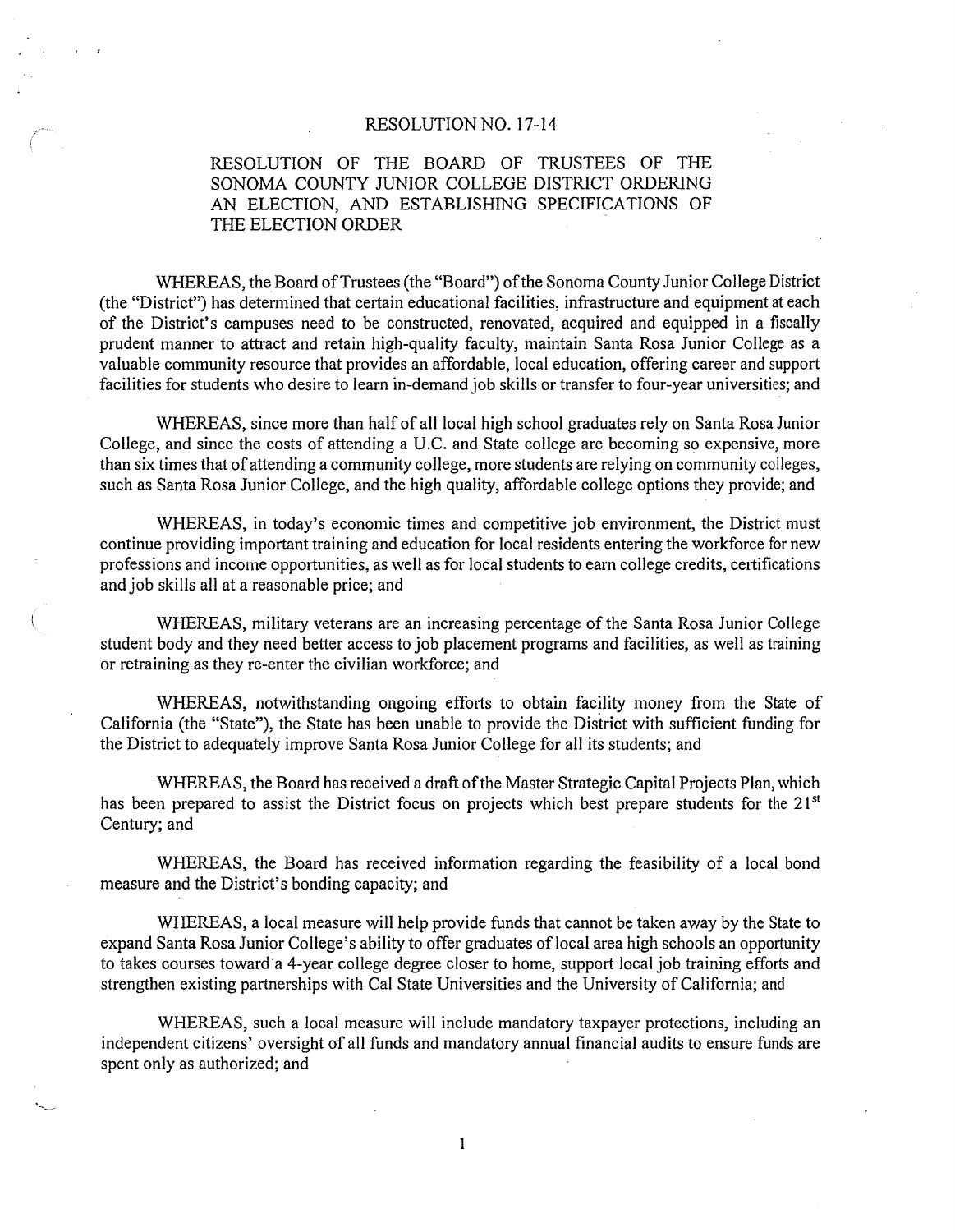RESOLUTION NO. 17-14

RESOLUTION OF THE BOARD OF TRUSTEES OF THE SONOMA COUNTY JUNIOR COLLEGE DISTRICT ORDERING AN ELECTION, AND ESTABLISHING SPECIFICATIONS OF THE ELECTION ORDER

WHEREAS, the Board of Trustees (the "Board") of the Sonoma County Junior College District (the "District") has determined that certain educational facilities, infrastructure and equipment at each of the District's campuses need to be constructed, renovated, acquired and equipped in a fiscally prudent manner to attract and retain high-quality faculty, maintain Santa Rosa Junior College as a valuable community resource that provides an affordable, local education, offering career and support facilities for students who desire to learn in-demand job skills or transfer to four-year universities; and

WHEREAS, since more than half of all local high school graduates rely on Santa Rosa Junior College, and since the costs of attending a U.C. and State college are becoming so expensive, more than six times that of attending a community college, more students are relying on community colleges, such as Santa Rosa Junior College, and the high quality, affordable college options they provide; and

WHEREAS, in today's economic times and competitive job environment, the District must continue providing important training and education for local residents entering the workforce for new professions and income opportunities, as well as for local students to earn college credits, certifications and job skills all at a reasonable price; and

WHEREAS, military veterans are an increasing percentage of the Santa Rosa Junior College student body and they need better access to job placement programs and facilities, as well as training or retraining as they re-enter the civilian workforce; and

WHEREAS, notwithstanding ongoing efforts to obtain facility money from the State of California (the "State"), the State has been unable to provide the District with sufficient funding for the District to adequately improve Santa Rosa Junior College for all its students; and

WHEREAS, the Board has received a draft of the Master Strategic Capital Projects Plan, which has been prepared to assist the District focus on projects which best prepare students for the 21st Century; and

WHEREAS, the Board has received information regarding the feasibility of a local bond measure and the District's bonding capacity; and

WHEREAS, a local measure will help provide funds that cannot be taken away by the State to expand Santa Rosa Junior College's ability to offer graduates of local area high schools an opportunity to takes courses toward a 4-year college degree closer to home, support local job training efforts and strengthen existing partnerships with Cal State Universities and the University of California; and

WHEREAS, such a local measure will include mandatory taxpayer protections, including an independent citizens' oversight of all funds and mandatory annual financial audits to ensure funds are spent only as authorized; and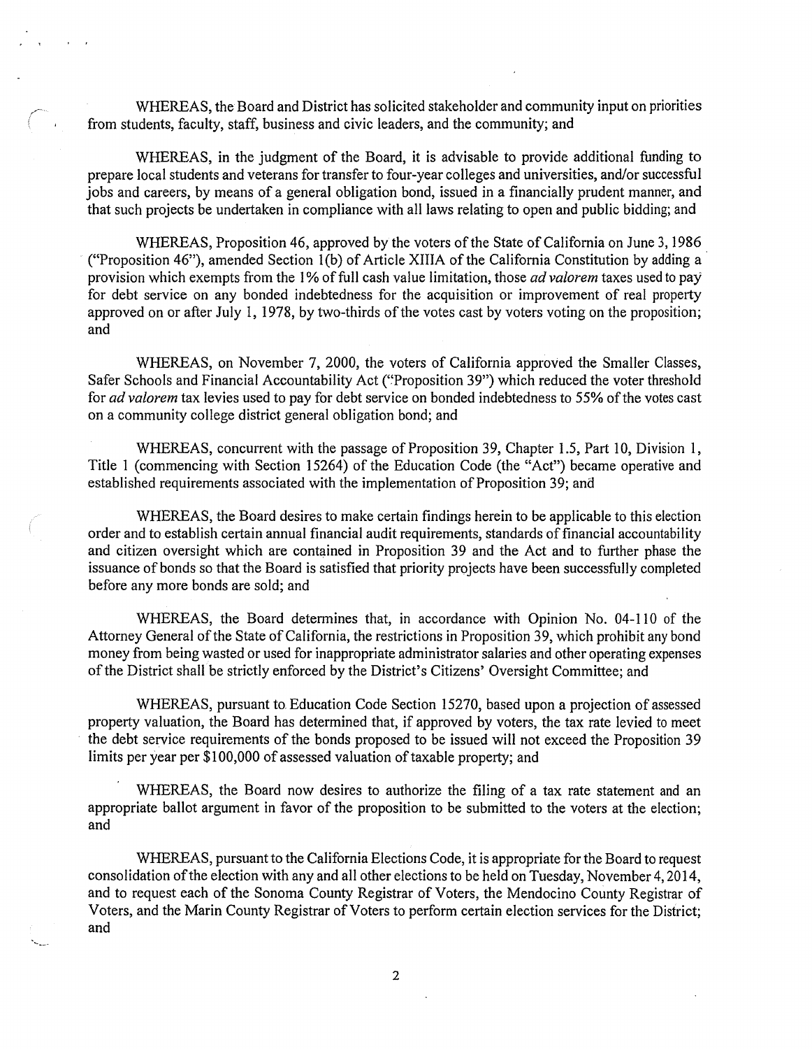WHEREAS, the Board and District has solicited stakeholder and community input on priorities from students, faculty, staff, business and civic leaders, and the community; and

WHEREAS, in the judgment of the Board, it is advisable to provide additional funding to prepare local students and veterans for transfer to four-year colleges and universities, and/or successful jobs and careers, by means of a general obligation bond, issued in a financially prudent manner, and that such projects be undertaken in compliance with all laws relating to open and public bidding; and

WHEREAS, Proposition 46, approved by the voters of the State of California on June 3, 1986 ("Proposition 46"), amended Section 1(b) of Article XIIIA of the California Constitution by adding a provision which exempts from the 1% of full cash value limitation, those *ad valorem* taxes used to pay for debt service on any bonded indebtedness for the acquisition or improvement of real property approved on or after July 1, 1978, by two-thirds of the votes cast by voters voting on the proposition; and

WHEREAS, on November 7, 2000, the voters of California approved the Smaller Classes, Safer Schools and Financial Accountability Act ("Proposition 39") which reduced the voter threshold for *ad valorem* tax levies used to pay for debt service on bonded indebtedness to 55% of the votes cast on a community college district general obligation bond; and

WHEREAS, concurrent with the passage of Proposition 39, Chapter 1.5, Part 10, Division 1, Title 1 (commencing with Section 15264) of the Education Code (the "Act") became operative and established requirements associated with the implementation of Proposition 39; and

WHEREAS, the Board desires to make certain findings herein to be applicable to this election order and to establish certain annual financial audit requirements, standards of financial accountability and citizen oversight which are contained in Proposition 39 and the Act and to further phase the issuance of bonds so that the Board is satisfied that priority projects have been successfully completed before any more bonds are sold; and

WHEREAS, the Board determines that, in accordance with Opinion No. 04-110 of the Attorney General of the State of California, the restrictions in Proposition 39, which prohibit any bond money from being wasted or used for inappropriate administrator salaries and other operating expenses of the District shall be strictly enforced by the District's Citizens' Oversight Committee; and

WHEREAS, pursuant to Education Code Section 15270, based upon a projection of assessed property valuation, the Board has determined that, if approved by voters, the tax rate levied to meet the debt service requirements of the bonds proposed to be issued will not exceed the Proposition 39 limits per year per $100,000 of assessed valuation of taxable property; and

WHEREAS, the Board now desires to authorize the filing of a tax rate statement and an appropriate ballot argument in favor of the proposition to be submitted to the voters at the election; and

WHEREAS, pursuant to the California Elections Code, it is appropriate for the Board to request consolidation of the election with any and all other elections to be held on Tuesday, November 4, 2014, and to request each of the Sonoma County Registrar of Voters, the Mendocino County Registrar of Voters, and the Marin County Registrar of Voters to perform certain election services for the District; and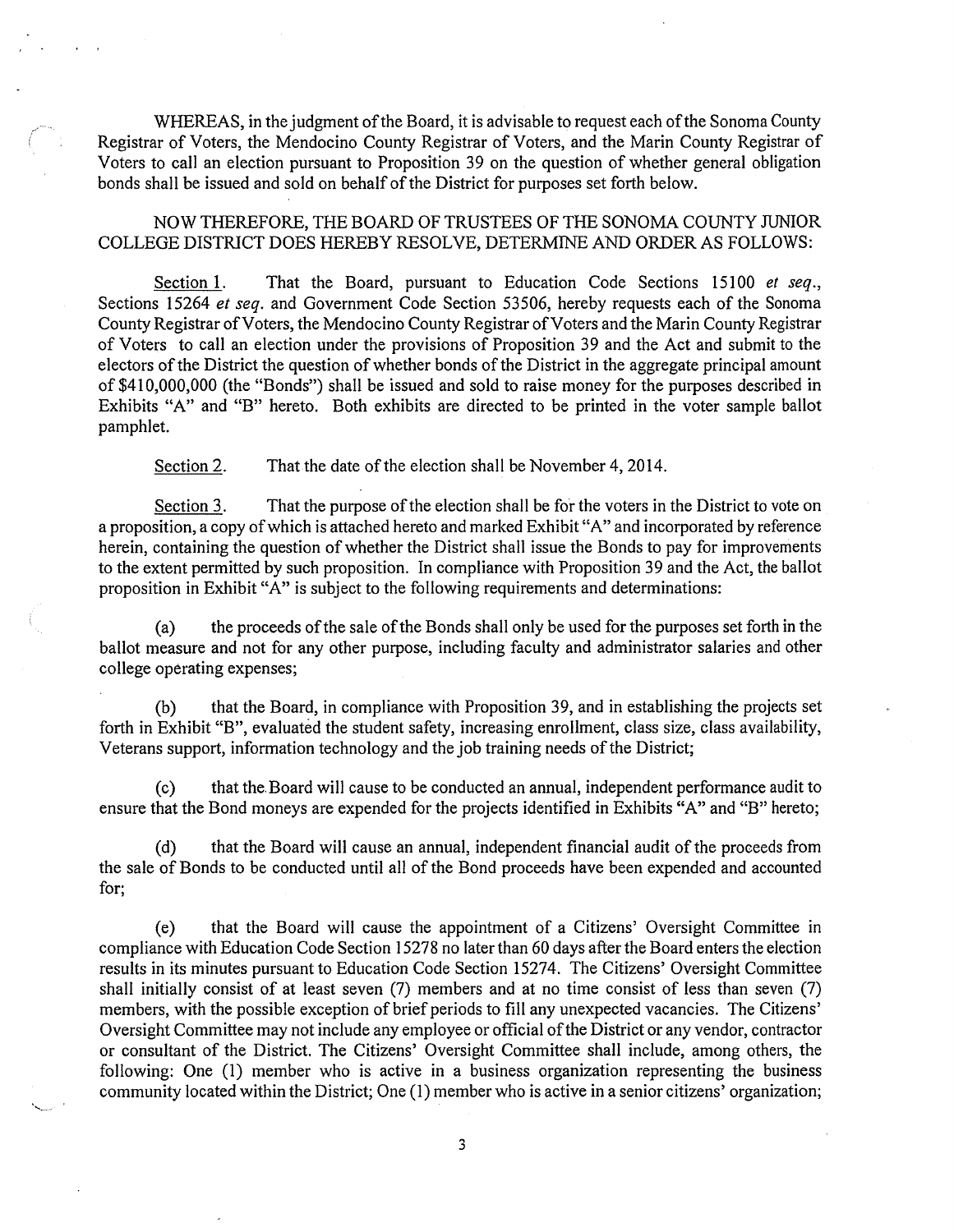WHEREAS, in the judgment of the Board, it is advisable to request each of the Sonoma County Registrar of Voters, the Mendocino County Registrar of Voters, and the Marin County Registrar of Voters to call an election pursuant to Proposition 39 on the question of whether general obligation bonds shall be issued and sold on behalf of the District for purposes set forth below.

NOW THEREFORE, THE BOARD OF TRUSTEES OF THE SONOMA COUNTY JUNIOR COLLEGE DISTRICT DOES HEREBY RESOLVE, DETERMINE AND ORDER AS FOLLOWS:

Section 1. That the Board, pursuant to Education Code Sections 15100 *et seq.*, Sections 15264 *et seq.* and Government Code Section 53506, hereby requests each of the Sonoma County Registrar of Voters, the Mendocino County Registrar of Voters and the Marin County Registrar of Voters to call an election under the provisions of Proposition 39 and the Act and submit to the electors of the District the question of whether bonds of the District in the aggregate principal amount of $410,000,000 (the "Bonds") shall be issued and sold to raise money for the purposes described in Exhibits "A" and "B" hereto. Both exhibits are directed to be printed in the voter sample ballot pamphlet.

Section 2. That the date of the election shall be November 4, 2014.

Section 3. That the purpose of the election shall be for the voters in the District to vote on a proposition, a copy of which is attached hereto and marked Exhibit "A" and incorporated by reference herein, containing the question of whether the District shall issue the Bonds to pay for improvements to the extent permitted by such proposition. In compliance with Proposition 39 and the Act, the ballot proposition in Exhibit "A" is subject to the following requirements and determinations:

(a) the proceeds of the sale of the Bonds shall only be used for the purposes set forth in the ballot measure and not for any other purpose, including faculty and administrator salaries and other college operating expenses;

(b) that the Board, in compliance with Proposition 39, and in establishing the projects set forth in Exhibit "B", evaluated the student safety, increasing enrollment, class size, class availability, Veterans support, information technology and the job training needs of the District;

(c) that the Board will cause to be conducted an annual, independent performance audit to ensure that the Bond moneys are expended for the projects identified in Exhibits "A" and "B" hereto;

(d) that the Board will cause an annual, independent financial audit of the proceeds from the sale of Bonds to be conducted until all of the Bond proceeds have been expended and accounted for;

(e) that the Board will cause the appointment of a Citizens' Oversight Committee in compliance with Education Code Section 15278 no later than 60 days after the Board enters the election results in its minutes pursuant to Education Code Section 15274. The Citizens' Oversight Committee shall initially consist of at least seven (7) members and at no time consist of less than seven (7) members, with the possible exception of brief periods to fill any unexpected vacancies. The Citizens' Oversight Committee may not include any employee or official of the District or any vendor, contractor or consultant of the District. The Citizens' Oversight Committee shall include, among others, the following: One (1) member who is active in a business organization representing the business community located within the District; One (1) member who is active in a senior citizens' organization;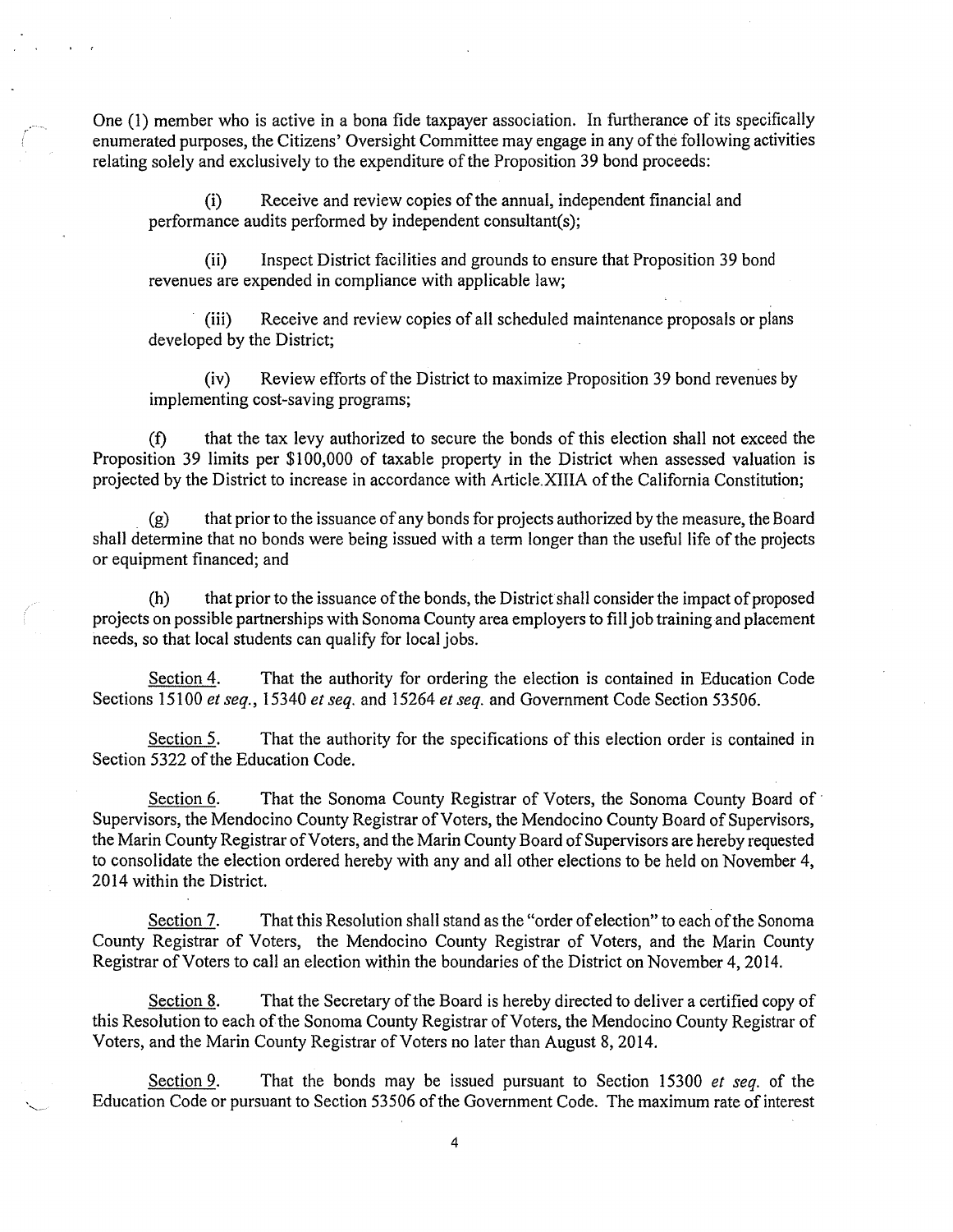One (1) member who is active in a bona fide taxpayer association. In furtherance of its specifically enumerated purposes, the Citizens' Oversight Committee may engage in any of the following activities relating solely and exclusively to the expenditure of the Proposition 39 bond proceeds:

(i) Receive and review copies of the annual, independent financial and performance audits performed by independent consultant(s);

(ii) Inspect District facilities and grounds to ensure that Proposition 39 bond revenues are expended in compliance with applicable law;

(iii) Receive and review copies of all scheduled maintenance proposals or plans developed by the District;

(iv) Review efforts of the District to maximize Proposition 39 bond revenues by implementing cost-saving programs;

(f) that the tax levy authorized to secure the bonds of this election shall not exceed the Proposition 39 limits per $100,000 of taxable property in the District when assessed valuation is projected by the District to increase in accordance with Article XIIIA of the California Constitution;

(g) that prior to the issuance of any bonds for projects authorized by the measure, the Board shall determine that no bonds were being issued with a term longer than the useful life of the projects or equipment financed; and

(h) that prior to the issuance of the bonds, the District shall consider the impact of proposed projects on possible partnerships with Sonoma County area employers to fill job training and placement needs, so that local students can qualify for local jobs.

<u>Section 4</u>. That the authority for ordering the election is contained in Education Code Sections 15100 *et seq.*, 15340 *et seq.* and 15264 *et seq.* and Government Code Section 53506.

<u>Section 5</u>. That the authority for the specifications of this election order is contained in Section 5322 of the Education Code.

<u>Section 6</u>. That the Sonoma County Registrar of Voters, the Sonoma County Board of Supervisors, the Mendocino County Registrar of Voters, the Mendocino County Board of Supervisors, the Marin County Registrar of Voters, and the Marin County Board of Supervisors are hereby requested to consolidate the election ordered hereby with any and all other elections to be held on November 4, 2014 within the District.

<u>Section 7</u>. That this Resolution shall stand as the "order of election" to each of the Sonoma County Registrar of Voters, the Mendocino County Registrar of Voters, and the Marin County Registrar of Voters to call an election within the boundaries of the District on November 4, 2014.

<u>Section 8</u>. That the Secretary of the Board is hereby directed to deliver a certified copy of this Resolution to each of the Sonoma County Registrar of Voters, the Mendocino County Registrar of Voters, and the Marin County Registrar of Voters no later than August 8, 2014.

<u>Section 9</u>. That the bonds may be issued pursuant to Section 15300 *et seq.* of the Education Code or pursuant to Section 53506 of the Government Code. The maximum rate of interest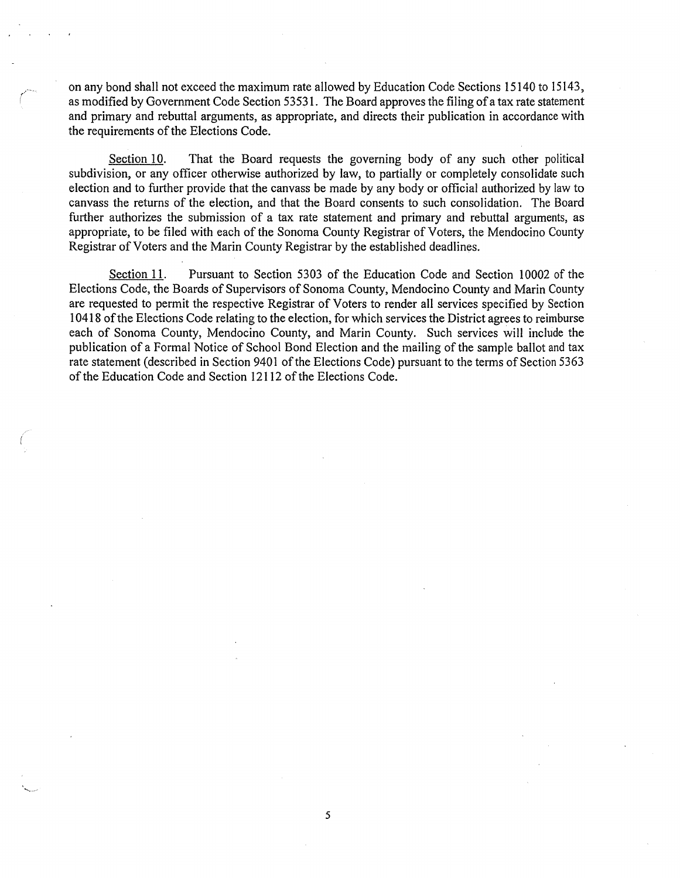on any bond shall not exceed the maximum rate allowed by Education Code Sections 15140 to 15143, as modified by Government Code Section 53531. The Board approves the filing of a tax rate statement and primary and rebuttal arguments, as appropriate, and directs their publication in accordance with the requirements of the Elections Code.

<u>Section 10</u>. That the Board requests the governing body of any such other political subdivision, or any officer otherwise authorized by law, to partially or completely consolidate such election and to further provide that the canvass be made by any body or official authorized by law to canvass the returns of the election, and that the Board consents to such consolidation. The Board further authorizes the submission of a tax rate statement and primary and rebuttal arguments, as appropriate, to be filed with each of the Sonoma County Registrar of Voters, the Mendocino County Registrar of Voters and the Marin County Registrar by the established deadlines.

<u>Section 11</u>. Pursuant to Section 5303 of the Education Code and Section 10002 of the Elections Code, the Boards of Supervisors of Sonoma County, Mendocino County and Marin County are requested to permit the respective Registrar of Voters to render all services specified by Section 10418 of the Elections Code relating to the election, for which services the District agrees to reimburse each of Sonoma County, Mendocino County, and Marin County. Such services will include the publication of a Formal Notice of School Bond Election and the mailing of the sample ballot and tax rate statement (described in Section 9401 of the Elections Code) pursuant to the terms of Section 5363 of the Education Code and Section 12112 of the Elections Code.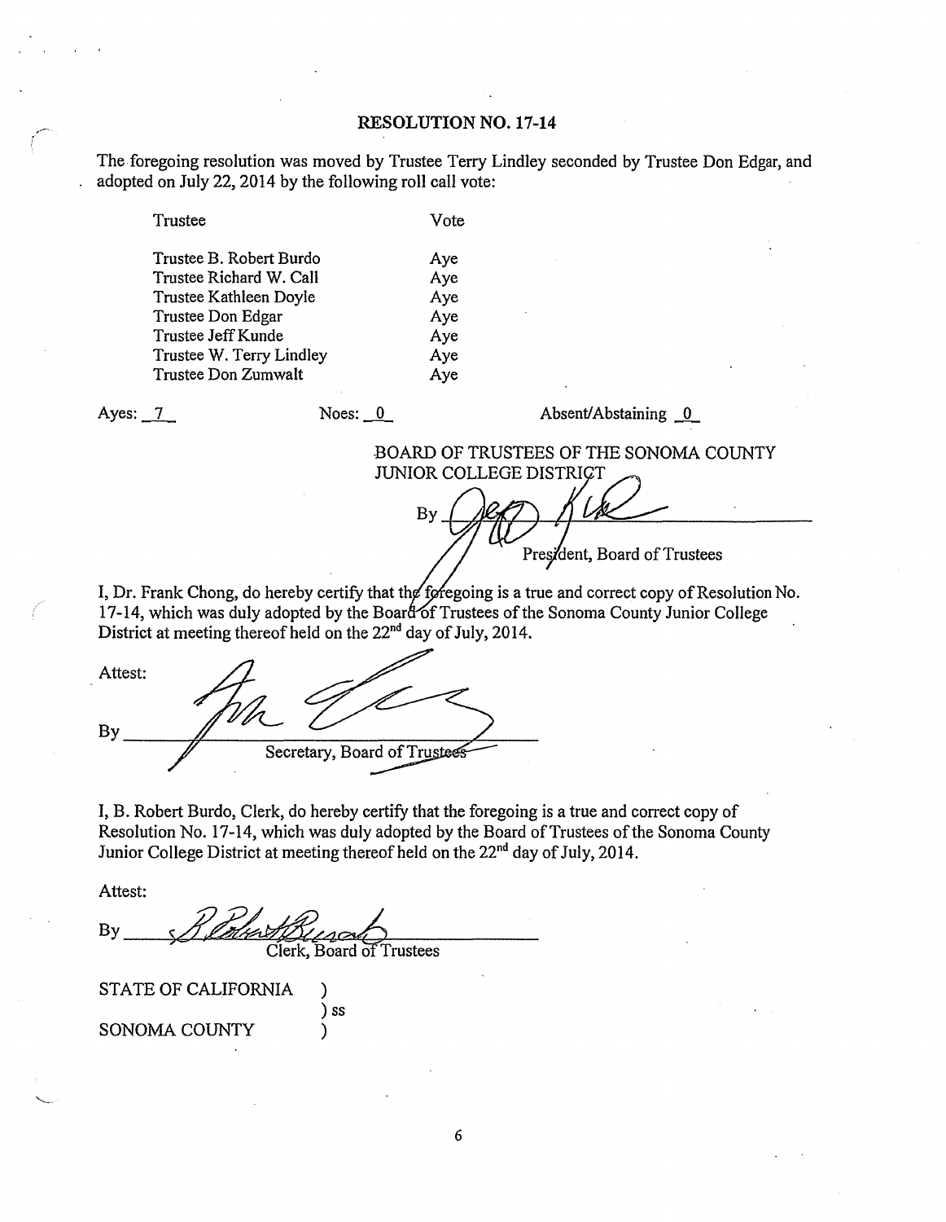## RESOLUTION NO. 17-14

The foregoing resolution was moved by Trustee Terry Lindley seconded by Trustee Don Edgar, and adopted on July 22, 2014 by the following roll call vote:

| Trustee | Vote |
|---|---|
| Trustee B. Robert Burdo | Aye |
| Trustee Richard W. Call | Aye |
| Trustee Kathleen Doyle | Aye |
| Trustee Don Edgar | Aye |
| Trustee Jeff Kunde | Aye |
| Trustee W. Terry Lindley | Aye |
| Trustee Don Zumwalt | Aye |

Ayes: 7 Noes: 0 Absent/Abstaining 0

BOARD OF TRUSTEES OF THE SONOMA COUNTY JUNIOR COLLEGE DISTRICT

By ______________________
President, Board of Trustees

I, Dr. Frank Chong, do hereby certify that the foregoing is a true and correct copy of Resolution No. 17-14, which was duly adopted by the Board of Trustees of the Sonoma County Junior College District at meeting thereof held on the 22nd day of July, 2014.

Attest:

By ______________________
Secretary, Board of Trustees

I, B. Robert Burdo, Clerk, do hereby certify that the foregoing is a true and correct copy of Resolution No. 17-14, which was duly adopted by the Board of Trustees of the Sonoma County Junior College District at meeting thereof held on the 22nd day of July, 2014.

Attest:

By ______________________
Clerk, Board of Trustees

STATE OF CALIFORNIA )
) ss
SONOMA COUNTY )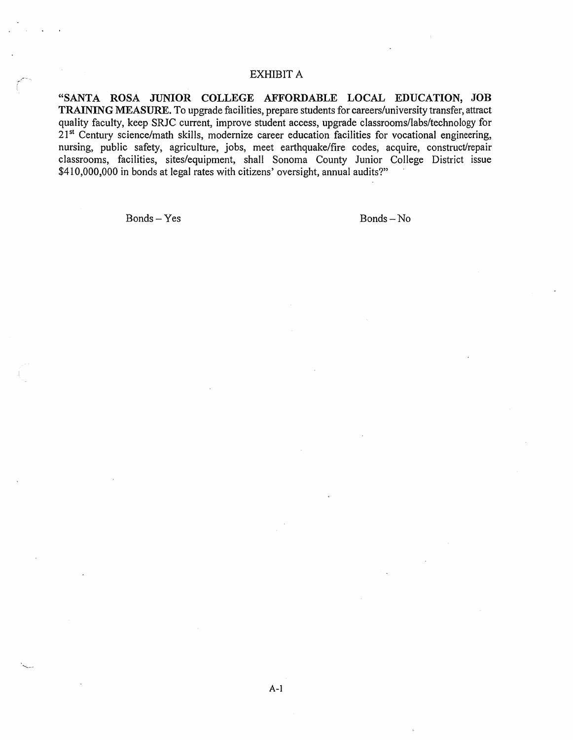# EXHIBIT A

"**SANTA ROSA JUNIOR COLLEGE AFFORDABLE LOCAL EDUCATION, JOB TRAINING MEASURE.** To upgrade facilities, prepare students for careers/university transfer, attract quality faculty, keep SRJC current, improve student access, upgrade classrooms/labs/technology for 21st Century science/math skills, modernize career education facilities for vocational engineering, nursing, public safety, agriculture, jobs, meet earthquake/fire codes, acquire, construct/repair classrooms, facilities, sites/equipment, shall Sonoma County Junior College District issue $410,000,000 in bonds at legal rates with citizens' oversight, annual audits?"

Bonds – Yes

Bonds – No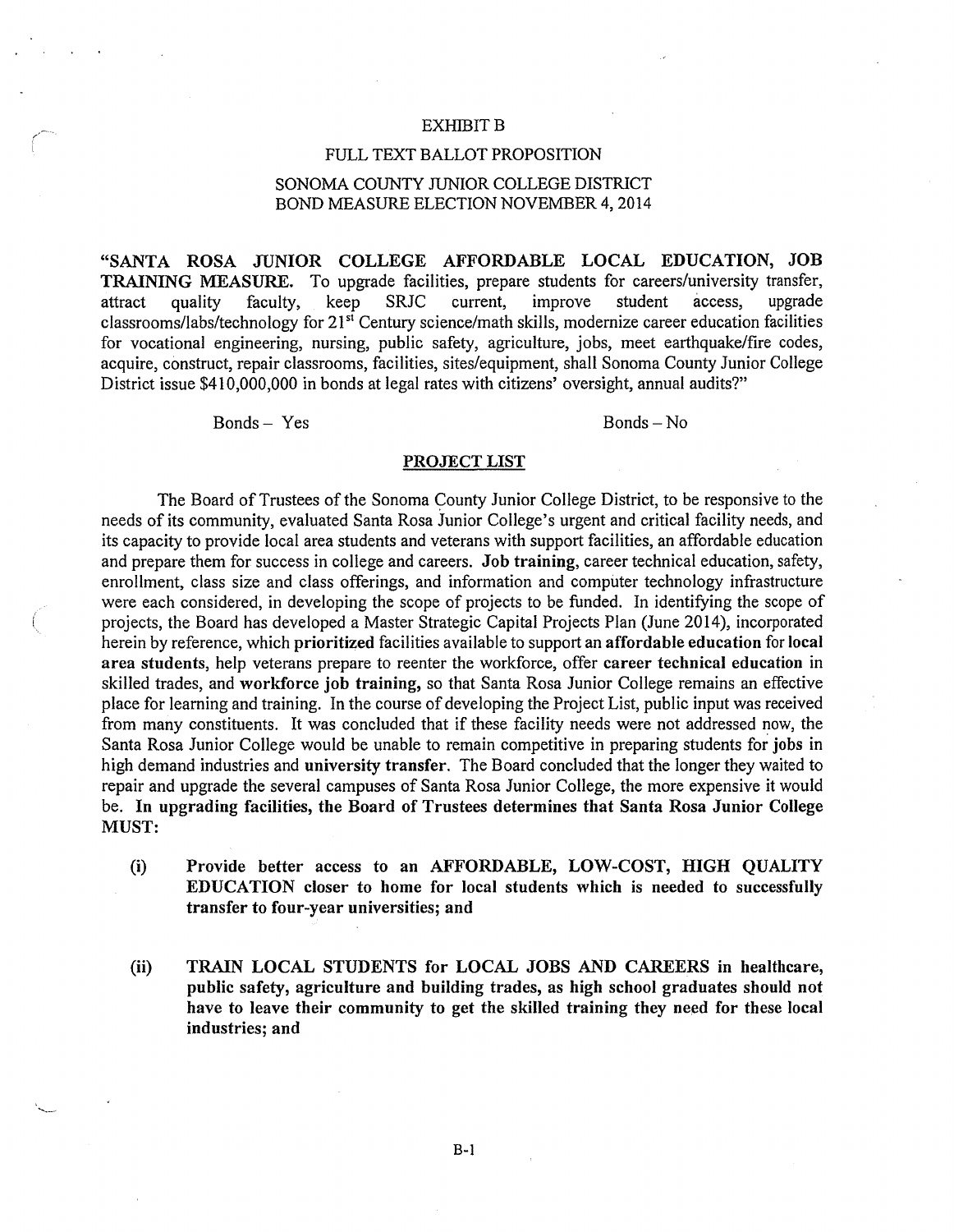EXHIBIT B

FULL TEXT BALLOT PROPOSITION

SONOMA COUNTY JUNIOR COLLEGE DISTRICT
BOND MEASURE ELECTION NOVEMBER 4, 2014

**"SANTA ROSA JUNIOR COLLEGE AFFORDABLE LOCAL EDUCATION, JOB TRAINING MEASURE.** To upgrade facilities, prepare students for careers/university transfer, attract quality faculty, keep SRJC current, improve student access, upgrade classrooms/labs/technology for 21st Century science/math skills, modernize career education facilities for vocational engineering, nursing, public safety, agriculture, jobs, meet earthquake/fire codes, acquire, construct, repair classrooms, facilities, sites/equipment, shall Sonoma County Junior College District issue $410,000,000 in bonds at legal rates with citizens' oversight, annual audits?"

Bonds – Yes &nbsp;&nbsp;&nbsp;&nbsp;&nbsp;&nbsp;&nbsp;&nbsp;&nbsp;&nbsp;&nbsp;&nbsp;&nbsp;&nbsp;&nbsp;&nbsp;&nbsp;&nbsp;&nbsp;&nbsp; Bonds – No

## PROJECT LIST

The Board of Trustees of the Sonoma County Junior College District, to be responsive to the needs of its community, evaluated Santa Rosa Junior College's urgent and critical facility needs, and its capacity to provide local area students and veterans with support facilities, an affordable education and prepare them for success in college and careers. **Job training**, career technical education, safety, enrollment, class size and class offerings, and information and computer technology infrastructure were each considered, in developing the scope of projects to be funded. In identifying the scope of projects, the Board has developed a Master Strategic Capital Projects Plan (June 2014), incorporated herein by reference, which **prioritized** facilities available to support an **affordable education** for **local area students**, help veterans prepare to reenter the workforce, offer **career technical education** in skilled trades, and **workforce job training,** so that Santa Rosa Junior College remains an effective place for learning and training. In the course of developing the Project List, public input was received from many constituents. It was concluded that if these facility needs were not addressed now, the Santa Rosa Junior College would be unable to remain competitive in preparing students for **jobs** in high demand industries and **university transfer**. The Board concluded that the longer they waited to repair and upgrade the several campuses of Santa Rosa Junior College, the more expensive it would be. **In upgrading facilities, the Board of Trustees determines that Santa Rosa Junior College MUST:**

(i) **Provide better access to an AFFORDABLE, LOW-COST, HIGH QUALITY EDUCATION closer to home for local students which is needed to successfully transfer to four-year universities; and**

(ii) **TRAIN LOCAL STUDENTS for LOCAL JOBS AND CAREERS in healthcare, public safety, agriculture and building trades, as high school graduates should not have to leave their community to get the skilled training they need for these local industries; and**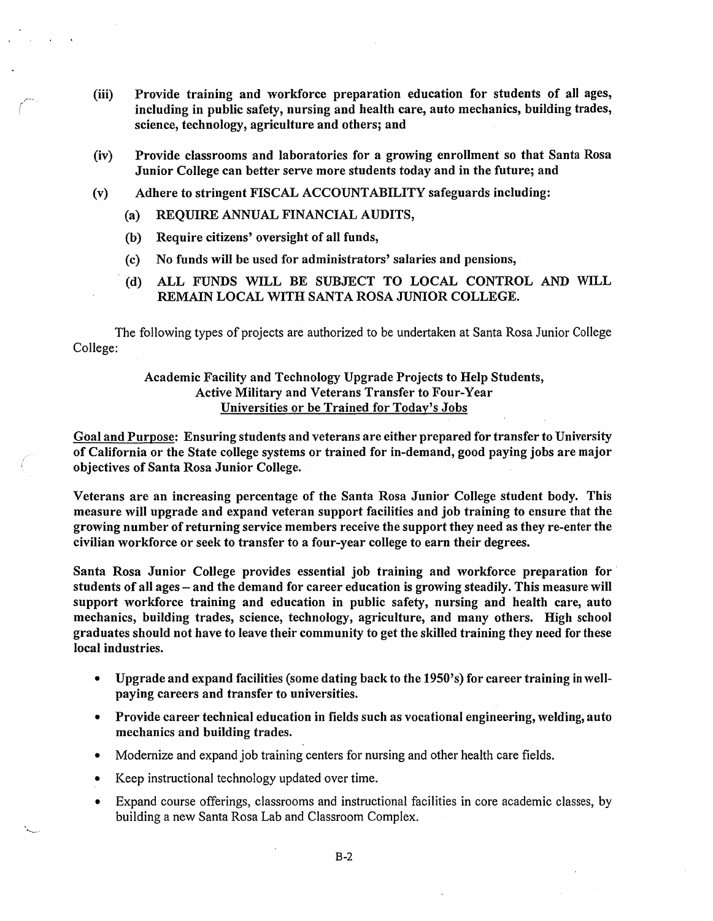**(iii) Provide training and workforce preparation education for students of all ages, including in public safety, nursing and health care, auto mechanics, building trades, science, technology, agriculture and others; and**

**(iv) Provide classrooms and laboratories for a growing enrollment so that Santa Rosa Junior College can better serve more students today and in the future; and**

**(v) Adhere to stringent FISCAL ACCOUNTABILITY safeguards including:**

**(a) REQUIRE ANNUAL FINANCIAL AUDITS,**

**(b) Require citizens' oversight of all funds,**

**(c) No funds will be used for administrators' salaries and pensions,**

**(d) ALL FUNDS WILL BE SUBJECT TO LOCAL CONTROL AND WILL REMAIN LOCAL WITH SANTA ROSA JUNIOR COLLEGE.**

The following types of projects are authorized to be undertaken at Santa Rosa Junior College College:

Academic Facility and Technology Upgrade Projects to Help Students, Active Military and Veterans Transfer to Four-Year Universities or be Trained for Today's Jobs

Goal and Purpose: **Ensuring students and veterans are either prepared for transfer to University of California or the State college systems or trained for in-demand, good paying jobs are major objectives of Santa Rosa Junior College.**

**Veterans are an increasing percentage of the Santa Rosa Junior College student body. This measure will upgrade and expand veteran support facilities and job training to ensure that the growing number of returning service members receive the support they need as they re-enter the civilian workforce or seek to transfer to a four-year college to earn their degrees.**

**Santa Rosa Junior College provides essential job training and workforce preparation for students of all ages – and the demand for career education is growing steadily. This measure will support workforce training and education in public safety, nursing and health care, auto mechanics, building trades, science, technology, agriculture, and many others. High school graduates should not have to leave their community to get the skilled training they need for these local industries.**

- **Upgrade and expand facilities (some dating back to the 1950's) for career training in well-paying careers and transfer to universities.**
- **Provide career technical education in fields such as vocational engineering, welding, auto mechanics and building trades.**
- Modernize and expand job training centers for nursing and other health care fields.
- Keep instructional technology updated over time.
- Expand course offerings, classrooms and instructional facilities in core academic classes, by building a new Santa Rosa Lab and Classroom Complex.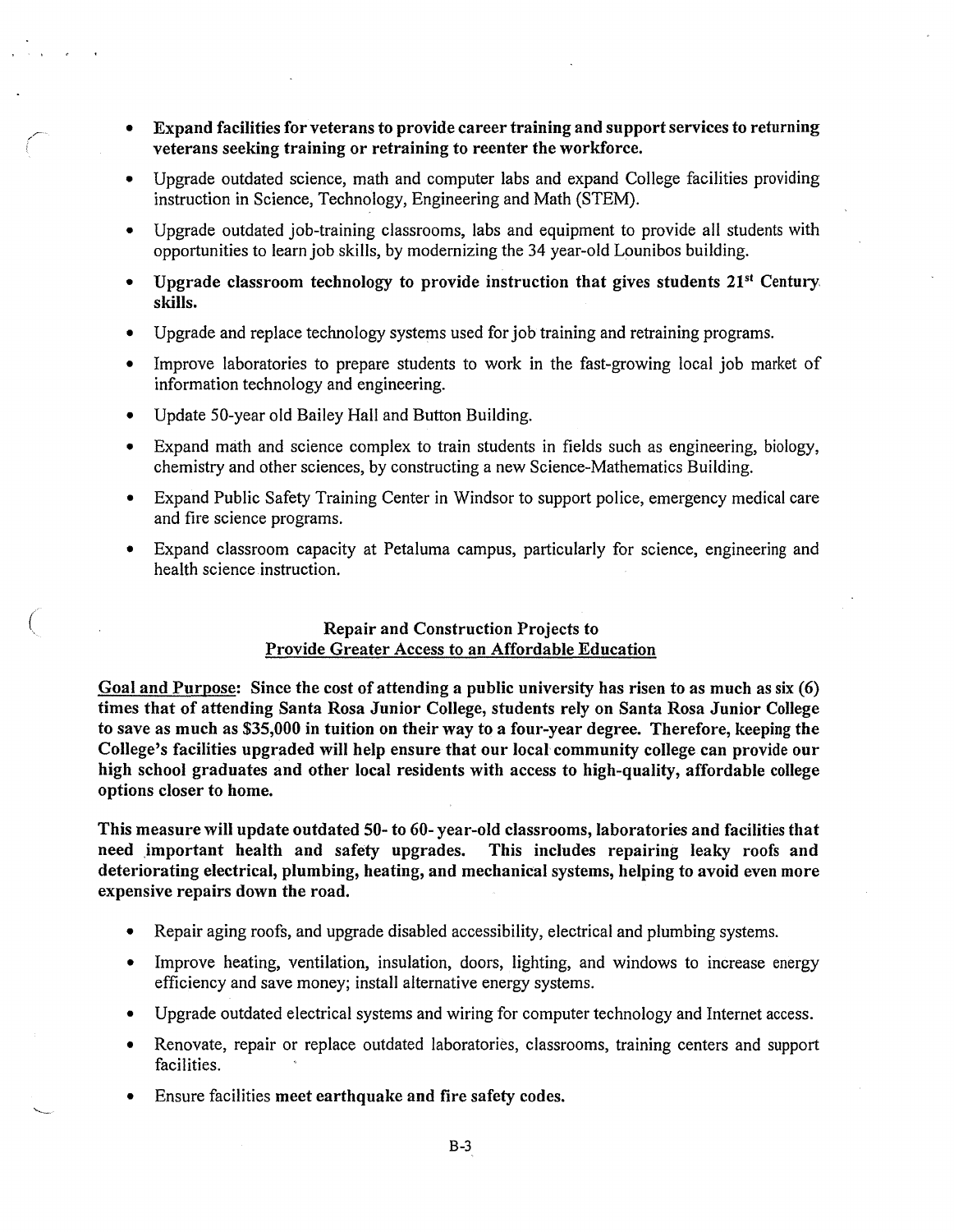- **Expand facilities for veterans to provide career training and support services to returning veterans seeking training or retraining to reenter the workforce.**
- Upgrade outdated science, math and computer labs and expand College facilities providing instruction in Science, Technology, Engineering and Math (STEM).
- Upgrade outdated job-training classrooms, labs and equipment to provide all students with opportunities to learn job skills, by modernizing the 34 year-old Lounibos building.
- **Upgrade classroom technology to provide instruction that gives students 21st Century skills.**
- Upgrade and replace technology systems used for job training and retraining programs.
- Improve laboratories to prepare students to work in the fast-growing local job market of information technology and engineering.
- Update 50-year old Bailey Hall and Button Building.
- Expand math and science complex to train students in fields such as engineering, biology, chemistry and other sciences, by constructing a new Science-Mathematics Building.
- Expand Public Safety Training Center in Windsor to support police, emergency medical care and fire science programs.
- Expand classroom capacity at Petaluma campus, particularly for science, engineering and health science instruction.

**Repair and Construction Projects to**
**Provide Greater Access to an Affordable Education**

**Goal and Purpose: Since the cost of attending a public university has risen to as much as six (6) times that of attending Santa Rosa Junior College, students rely on Santa Rosa Junior College to save as much as $35,000 in tuition on their way to a four-year degree. Therefore, keeping the College's facilities upgraded will help ensure that our local community college can provide our high school graduates and other local residents with access to high-quality, affordable college options closer to home.**

**This measure will update outdated 50- to 60- year-old classrooms, laboratories and facilities that need important health and safety upgrades. This includes repairing leaky roofs and deteriorating electrical, plumbing, heating, and mechanical systems, helping to avoid even more expensive repairs down the road.**

- Repair aging roofs, and upgrade disabled accessibility, electrical and plumbing systems.
- Improve heating, ventilation, insulation, doors, lighting, and windows to increase energy efficiency and save money; install alternative energy systems.
- Upgrade outdated electrical systems and wiring for computer technology and Internet access.
- Renovate, repair or replace outdated laboratories, classrooms, training centers and support facilities.
- Ensure facilities **meet earthquake and fire safety codes.**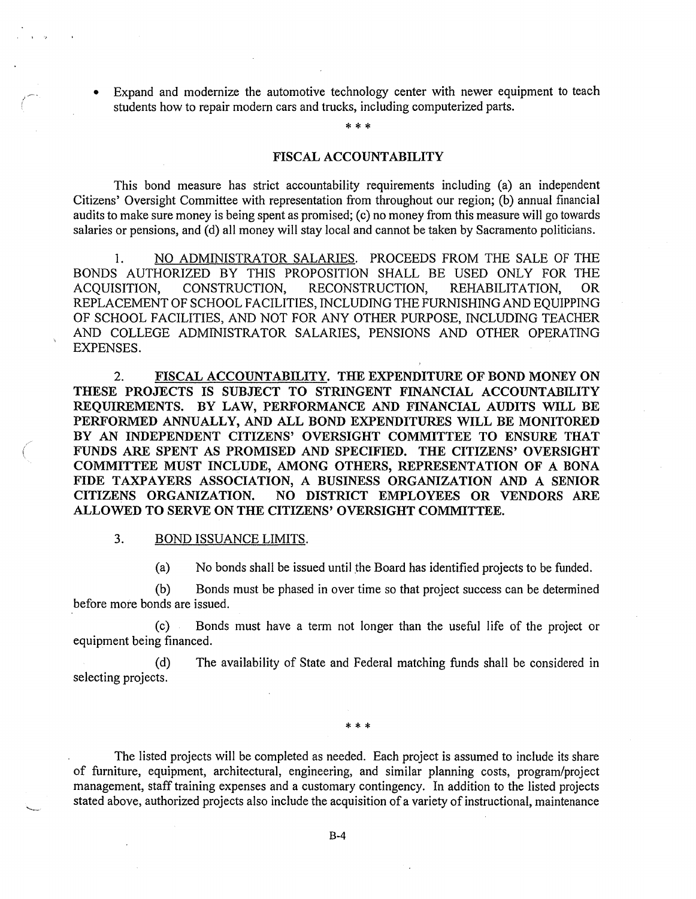- Expand and modernize the automotive technology center with newer equipment to teach students how to repair modern cars and trucks, including computerized parts.

\* \* \*

## FISCAL ACCOUNTABILITY

This bond measure has strict accountability requirements including (a) an independent Citizens' Oversight Committee with representation from throughout our region; (b) annual financial audits to make sure money is being spent as promised; (c) no money from this measure will go towards salaries or pensions, and (d) all money will stay local and cannot be taken by Sacramento politicians.

1. NO ADMINISTRATOR SALARIES. PROCEEDS FROM THE SALE OF THE BONDS AUTHORIZED BY THIS PROPOSITION SHALL BE USED ONLY FOR THE ACQUISITION, CONSTRUCTION, RECONSTRUCTION, REHABILITATION, OR REPLACEMENT OF SCHOOL FACILITIES, INCLUDING THE FURNISHING AND EQUIPPING OF SCHOOL FACILITIES, AND NOT FOR ANY OTHER PURPOSE, INCLUDING TEACHER AND COLLEGE ADMINISTRATOR SALARIES, PENSIONS AND OTHER OPERATING EXPENSES.

2. **FISCAL ACCOUNTABILITY. THE EXPENDITURE OF BOND MONEY ON THESE PROJECTS IS SUBJECT TO STRINGENT FINANCIAL ACCOUNTABILITY REQUIREMENTS. BY LAW, PERFORMANCE AND FINANCIAL AUDITS WILL BE PERFORMED ANNUALLY, AND ALL BOND EXPENDITURES WILL BE MONITORED BY AN INDEPENDENT CITIZENS' OVERSIGHT COMMITTEE TO ENSURE THAT FUNDS ARE SPENT AS PROMISED AND SPECIFIED. THE CITIZENS' OVERSIGHT COMMITTEE MUST INCLUDE, AMONG OTHERS, REPRESENTATION OF A BONA FIDE TAXPAYERS ASSOCIATION, A BUSINESS ORGANIZATION AND A SENIOR CITIZENS ORGANIZATION. NO DISTRICT EMPLOYEES OR VENDORS ARE ALLOWED TO SERVE ON THE CITIZENS' OVERSIGHT COMMITTEE.**

3. BOND ISSUANCE LIMITS.

   (a) No bonds shall be issued until the Board has identified projects to be funded.

   (b) Bonds must be phased in over time so that project success can be determined before more bonds are issued.

   (c) Bonds must have a term not longer than the useful life of the project or equipment being financed.

   (d) The availability of State and Federal matching funds shall be considered in selecting projects.

\* \* \*

The listed projects will be completed as needed. Each project is assumed to include its share of furniture, equipment, architectural, engineering, and similar planning costs, program/project management, staff training expenses and a customary contingency. In addition to the listed projects stated above, authorized projects also include the acquisition of a variety of instructional, maintenance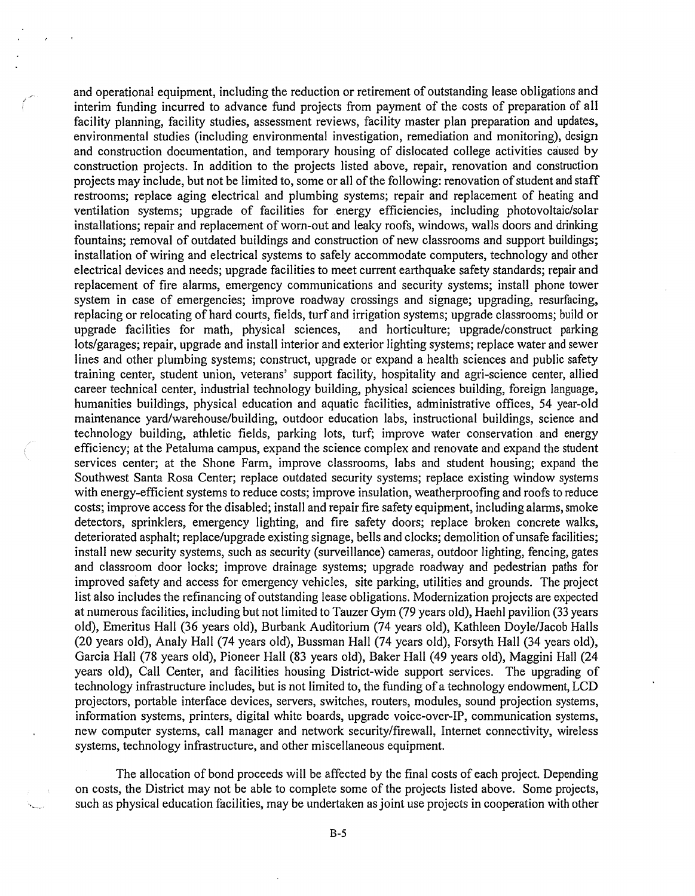and operational equipment, including the reduction or retirement of outstanding lease obligations and interim funding incurred to advance fund projects from payment of the costs of preparation of all facility planning, facility studies, assessment reviews, facility master plan preparation and updates, environmental studies (including environmental investigation, remediation and monitoring), design and construction documentation, and temporary housing of dislocated college activities caused by construction projects. In addition to the projects listed above, repair, renovation and construction projects may include, but not be limited to, some or all of the following: renovation of student and staff restrooms; replace aging electrical and plumbing systems; repair and replacement of heating and ventilation systems; upgrade of facilities for energy efficiencies, including photovoltaic/solar installations; repair and replacement of worn-out and leaky roofs, windows, walls doors and drinking fountains; removal of outdated buildings and construction of new classrooms and support buildings; installation of wiring and electrical systems to safely accommodate computers, technology and other electrical devices and needs; upgrade facilities to meet current earthquake safety standards; repair and replacement of fire alarms, emergency communications and security systems; install phone tower system in case of emergencies; improve roadway crossings and signage; upgrading, resurfacing, replacing or relocating of hard courts, fields, turf and irrigation systems; upgrade classrooms; build or upgrade facilities for math, physical sciences, and horticulture; upgrade/construct parking lots/garages; repair, upgrade and install interior and exterior lighting systems; replace water and sewer lines and other plumbing systems; construct, upgrade or expand a health sciences and public safety training center, student union, veterans' support facility, hospitality and agri-science center, allied career technical center, industrial technology building, physical sciences building, foreign language, humanities buildings, physical education and aquatic facilities, administrative offices, 54 year-old maintenance yard/warehouse/building, outdoor education labs, instructional buildings, science and technology building, athletic fields, parking lots, turf; improve water conservation and energy efficiency; at the Petaluma campus, expand the science complex and renovate and expand the student services center; at the Shone Farm, improve classrooms, labs and student housing; expand the Southwest Santa Rosa Center; replace outdated security systems; replace existing window systems with energy-efficient systems to reduce costs; improve insulation, weatherproofing and roofs to reduce costs; improve access for the disabled; install and repair fire safety equipment, including alarms, smoke detectors, sprinklers, emergency lighting, and fire safety doors; replace broken concrete walks, deteriorated asphalt; replace/upgrade existing signage, bells and clocks; demolition of unsafe facilities; install new security systems, such as security (surveillance) cameras, outdoor lighting, fencing, gates and classroom door locks; improve drainage systems; upgrade roadway and pedestrian paths for improved safety and access for emergency vehicles, site parking, utilities and grounds. The project list also includes the refinancing of outstanding lease obligations. Modernization projects are expected at numerous facilities, including but not limited to Tauzer Gym (79 years old), Haehl pavilion (33 years old), Emeritus Hall (36 years old), Burbank Auditorium (74 years old), Kathleen Doyle/Jacob Halls (20 years old), Analy Hall (74 years old), Bussman Hall (74 years old), Forsyth Hall (34 years old), Garcia Hall (78 years old), Pioneer Hall (83 years old), Baker Hall (49 years old), Maggini Hall (24 years old), Call Center, and facilities housing District-wide support services. The upgrading of technology infrastructure includes, but is not limited to, the funding of a technology endowment, LCD projectors, portable interface devices, servers, switches, routers, modules, sound projection systems, information systems, printers, digital white boards, upgrade voice-over-IP, communication systems, new computer systems, call manager and network security/firewall, Internet connectivity, wireless systems, technology infrastructure, and other miscellaneous equipment.

The allocation of bond proceeds will be affected by the final costs of each project. Depending on costs, the District may not be able to complete some of the projects listed above. Some projects, such as physical education facilities, may be undertaken as joint use projects in cooperation with other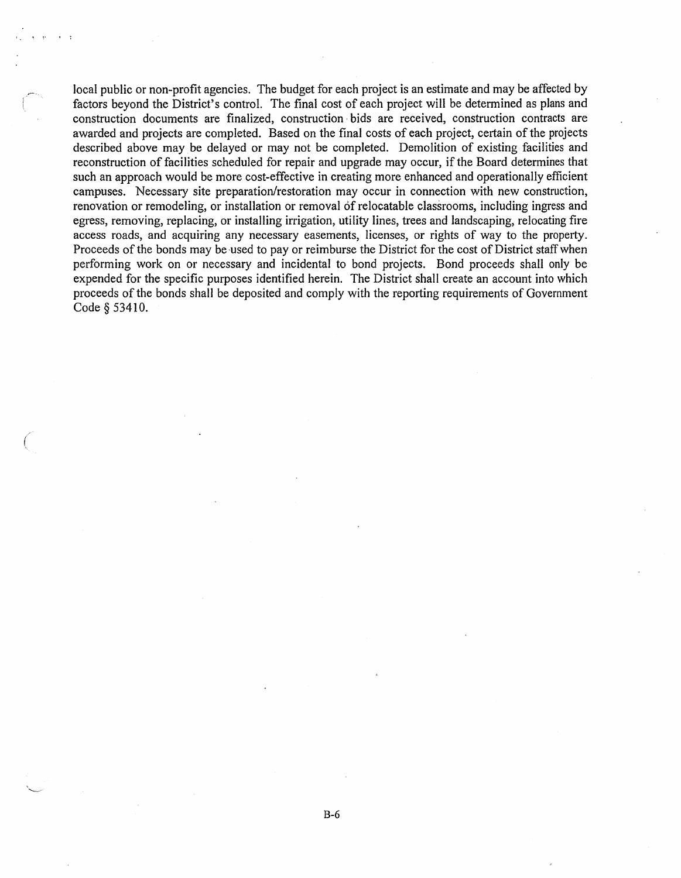local public or non-profit agencies. The budget for each project is an estimate and may be affected by factors beyond the District's control. The final cost of each project will be determined as plans and construction documents are finalized, construction bids are received, construction contracts are awarded and projects are completed. Based on the final costs of each project, certain of the projects described above may be delayed or may not be completed. Demolition of existing facilities and reconstruction of facilities scheduled for repair and upgrade may occur, if the Board determines that such an approach would be more cost-effective in creating more enhanced and operationally efficient campuses. Necessary site preparation/restoration may occur in connection with new construction, renovation or remodeling, or installation or removal of relocatable classrooms, including ingress and egress, removing, replacing, or installing irrigation, utility lines, trees and landscaping, relocating fire access roads, and acquiring any necessary easements, licenses, or rights of way to the property. Proceeds of the bonds may be used to pay or reimburse the District for the cost of District staff when performing work on or necessary and incidental to bond projects. Bond proceeds shall only be expended for the specific purposes identified herein. The District shall create an account into which proceeds of the bonds shall be deposited and comply with the reporting requirements of Government Code § 53410.